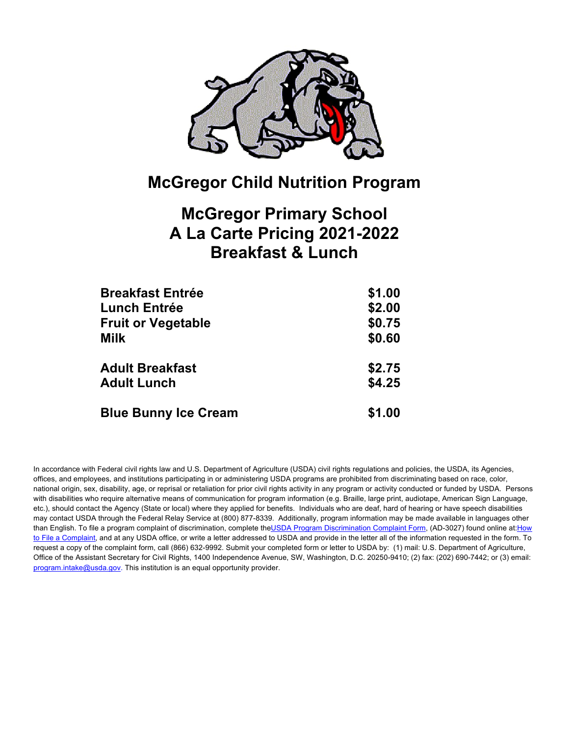# McGregor Child Nutrition Program

## McGregor Primary School
## A La Carte Pricing 2021-2022
## Breakfast & Lunch

| Item | Price |
|---|---|
| **Breakfast Entrée** | **$1.00** |
| **Lunch Entrée** | **$2.00** |
| **Fruit or Vegetable** | **$0.75** |
| **Milk** | **$0.60** |
| **Adult Breakfast** | **$2.75** |
| **Adult Lunch** | **$4.25** |
| **Blue Bunny Ice Cream** | **$1.00** |

In accordance with Federal civil rights law and U.S. Department of Agriculture (USDA) civil rights regulations and policies, the USDA, its Agencies, offices, and employees, and institutions participating in or administering USDA programs are prohibited from discriminating based on race, color, national origin, sex, disability, age, or reprisal or retaliation for prior civil rights activity in any program or activity conducted or funded by USDA. Persons with disabilities who require alternative means of communication for program information (e.g. Braille, large print, audiotape, American Sign Language, etc.), should contact the Agency (State or local) where they applied for benefits. Individuals who are deaf, hard of hearing or have speech disabilities may contact USDA through the Federal Relay Service at (800) 877-8339. Additionally, program information may be made available in languages other than English. To file a program complaint of discrimination, complete the USDA Program Discrimination Complaint Form, (AD-3027) found online at: How to File a Complaint, and at any USDA office, or write a letter addressed to USDA and provide in the letter all of the information requested in the form. To request a copy of the complaint form, call (866) 632-9992. Submit your completed form or letter to USDA by: (1) mail: U.S. Department of Agriculture, Office of the Assistant Secretary for Civil Rights, 1400 Independence Avenue, SW, Washington, D.C. 20250-9410; (2) fax: (202) 690-7442; or (3) email: program.intake@usda.gov. This institution is an equal opportunity provider.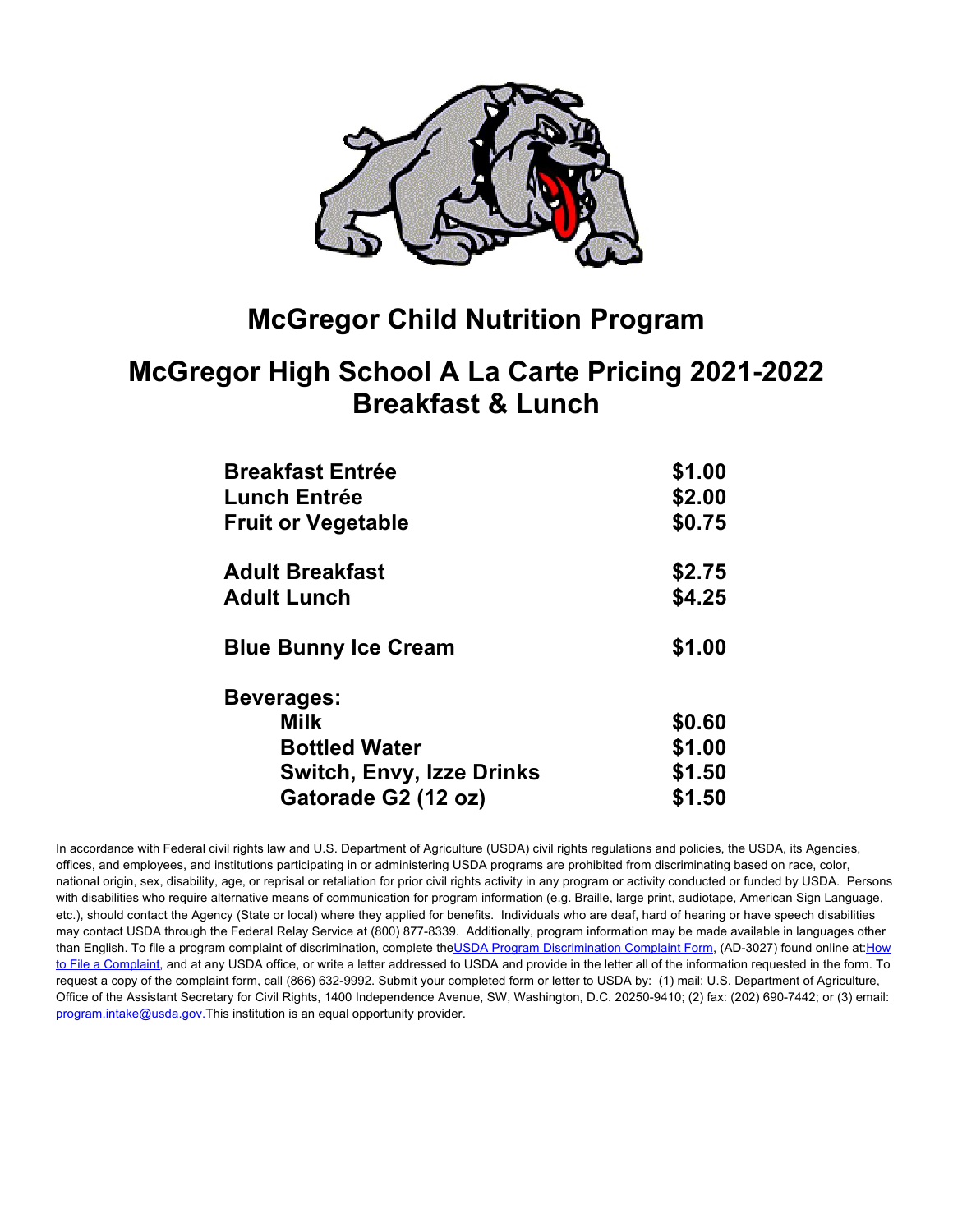# McGregor Child Nutrition Program

## McGregor High School A La Carte Pricing 2021-2022 Breakfast & Lunch

| | |
|---|---|
| **Breakfast Entrée** | **$1.00** |
| **Lunch Entrée** | **$2.00** |
| **Fruit or Vegetable** | **$0.75** |
| | |
| **Adult Breakfast** | **$2.75** |
| **Adult Lunch** | **$4.25** |
| | |
| **Blue Bunny Ice Cream** | **$1.00** |
| | |
| **Beverages:** | |
| **Milk** | **$0.60** |
| **Bottled Water** | **$1.00** |
| **Switch, Envy, Izze Drinks** | **$1.50** |
| **Gatorade G2 (12 oz)** | **$1.50** |

In accordance with Federal civil rights law and U.S. Department of Agriculture (USDA) civil rights regulations and policies, the USDA, its Agencies, offices, and employees, and institutions participating in or administering USDA programs are prohibited from discriminating based on race, color, national origin, sex, disability, age, or reprisal or retaliation for prior civil rights activity in any program or activity conducted or funded by USDA. Persons with disabilities who require alternative means of communication for program information (e.g. Braille, large print, audiotape, American Sign Language, etc.), should contact the Agency (State or local) where they applied for benefits. Individuals who are deaf, hard of hearing or have speech disabilities may contact USDA through the Federal Relay Service at (800) 877-8339. Additionally, program information may be made available in languages other than English. To file a program complaint of discrimination, complete the USDA Program Discrimination Complaint Form, (AD-3027) found online at: How to File a Complaint, and at any USDA office, or write a letter addressed to USDA and provide in the letter all of the information requested in the form. To request a copy of the complaint form, call (866) 632-9992. Submit your completed form or letter to USDA by: (1) mail: U.S. Department of Agriculture, Office of the Assistant Secretary for Civil Rights, 1400 Independence Avenue, SW, Washington, D.C. 20250-9410; (2) fax: (202) 690-7442; or (3) email: program.intake@usda.gov. This institution is an equal opportunity provider.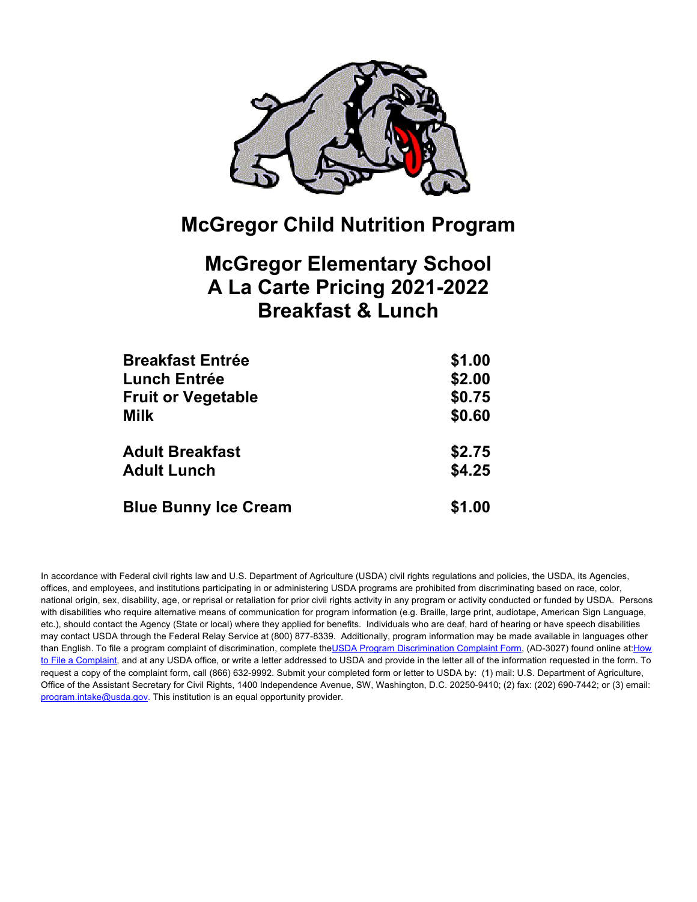# McGregor Child Nutrition Program

## McGregor Elementary School
## A La Carte Pricing 2021-2022
## Breakfast & Lunch

| | |
|---|---|
| **Breakfast Entrée** | **$1.00** |
| **Lunch Entrée** | **$2.00** |
| **Fruit or Vegetable** | **$0.75** |
| **Milk** | **$0.60** |
| | |
| **Adult Breakfast** | **$2.75** |
| **Adult Lunch** | **$4.25** |
| | |
| **Blue Bunny Ice Cream** | **$1.00** |

In accordance with Federal civil rights law and U.S. Department of Agriculture (USDA) civil rights regulations and policies, the USDA, its Agencies, offices, and employees, and institutions participating in or administering USDA programs are prohibited from discriminating based on race, color, national origin, sex, disability, age, or reprisal or retaliation for prior civil rights activity in any program or activity conducted or funded by USDA. Persons with disabilities who require alternative means of communication for program information (e.g. Braille, large print, audiotape, American Sign Language, etc.), should contact the Agency (State or local) where they applied for benefits. Individuals who are deaf, hard of hearing or have speech disabilities may contact USDA through the Federal Relay Service at (800) 877-8339. Additionally, program information may be made available in languages other than English. To file a program complaint of discrimination, complete the USDA Program Discrimination Complaint Form, (AD-3027) found online at: How to File a Complaint, and at any USDA office, or write a letter addressed to USDA and provide in the letter all of the information requested in the form. To request a copy of the complaint form, call (866) 632-9992. Submit your completed form or letter to USDA by: (1) mail: U.S. Department of Agriculture, Office of the Assistant Secretary for Civil Rights, 1400 Independence Avenue, SW, Washington, D.C. 20250-9410; (2) fax: (202) 690-7442; or (3) email: program.intake@usda.gov. This institution is an equal opportunity provider.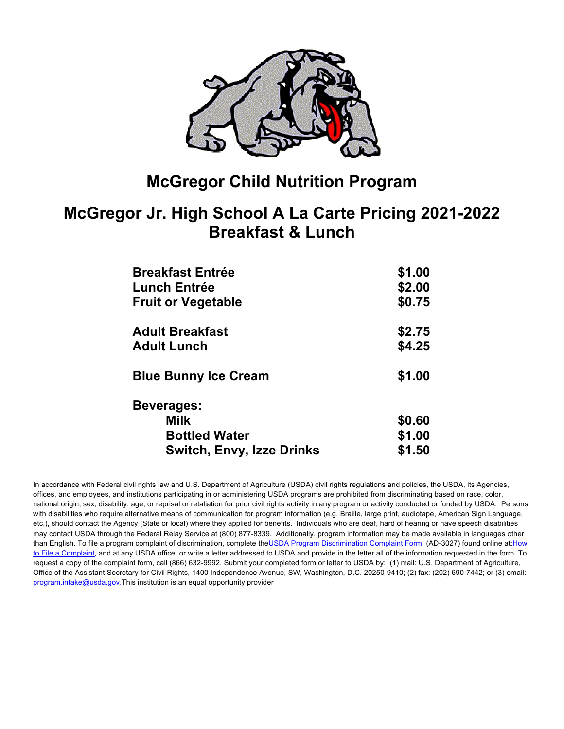# McGregor Child Nutrition Program

## McGregor Jr. High School A La Carte Pricing 2021-2022 Breakfast & Lunch

| | |
|---|---|
| **Breakfast Entrée** | **$1.00** |
| **Lunch Entrée** | **$2.00** |
| **Fruit or Vegetable** | **$0.75** |
| **Adult Breakfast** | **$2.75** |
| **Adult Lunch** | **$4.25** |
| **Blue Bunny Ice Cream** | **$1.00** |
| **Beverages:** | |
| **Milk** | **$0.60** |
| **Bottled Water** | **$1.00** |
| **Switch, Envy, Izze Drinks** | **$1.50** |

In accordance with Federal civil rights law and U.S. Department of Agriculture (USDA) civil rights regulations and policies, the USDA, its Agencies, offices, and employees, and institutions participating in or administering USDA programs are prohibited from discriminating based on race, color, national origin, sex, disability, age, or reprisal or retaliation for prior civil rights activity in any program or activity conducted or funded by USDA. Persons with disabilities who require alternative means of communication for program information (e.g. Braille, large print, audiotape, American Sign Language, etc.), should contact the Agency (State or local) where they applied for benefits. Individuals who are deaf, hard of hearing or have speech disabilities may contact USDA through the Federal Relay Service at (800) 877-8339. Additionally, program information may be made available in languages other than English. To file a program complaint of discrimination, complete theUSDA Program Discrimination Complaint Form, (AD-3027) found online at:How to File a Complaint, and at any USDA office, or write a letter addressed to USDA and provide in the letter all of the information requested in the form. To request a copy of the complaint form, call (866) 632-9992. Submit your completed form or letter to USDA by: (1) mail: U.S. Department of Agriculture, Office of the Assistant Secretary for Civil Rights, 1400 Independence Avenue, SW, Washington, D.C. 20250-9410; (2) fax: (202) 690-7442; or (3) email: program.intake@usda.gov.This institution is an equal opportunity provider